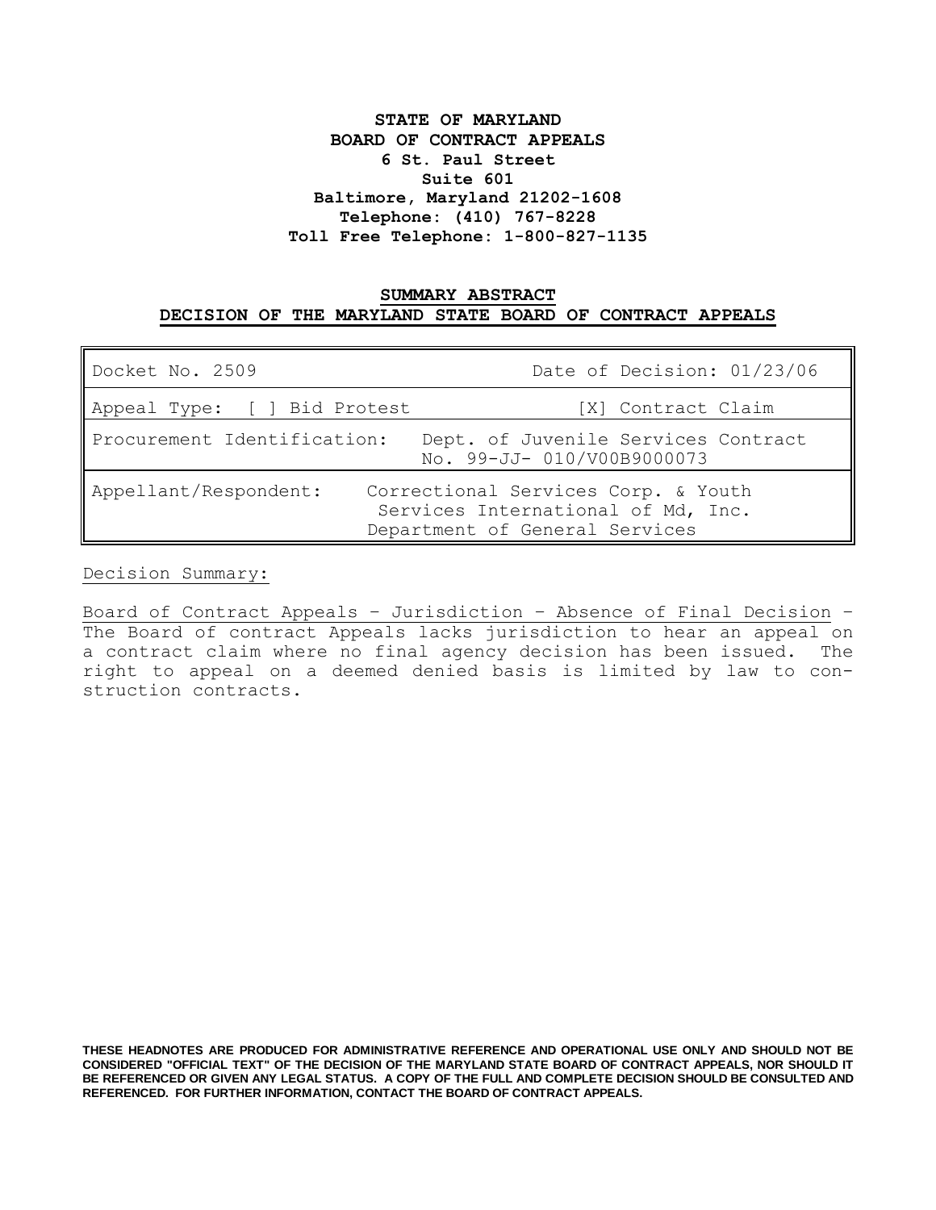**STATE OF MARYLAND**
**BOARD OF CONTRACT APPEALS**
**6 St. Paul Street**
**Suite 601**
**Baltimore, Maryland 21202-1608**
**Telephone: (410) 767-8228**
**Toll Free Telephone: 1-800-827-1135**

## SUMMARY ABSTRACT
## DECISION OF THE MARYLAND STATE BOARD OF CONTRACT APPEALS

| Docket No. 2509 | Date of Decision: 01/23/06 |
|---|---|
| Appeal Type: [ ] Bid Protest | [X] Contract Claim |
| Procurement Identification: | Dept. of Juvenile Services Contract No. 99-JJ- 010/V00B9000073 |
| Appellant/Respondent: | Correctional Services Corp. & Youth Services International of Md, Inc. Department of General Services |

Decision Summary:

Board of Contract Appeals - Jurisdiction - Absence of Final Decision - The Board of contract Appeals lacks jurisdiction to hear an appeal on a contract claim where no final agency decision has been issued. The right to appeal on a deemed denied basis is limited by law to construction contracts.

**THESE HEADNOTES ARE PRODUCED FOR ADMINISTRATIVE REFERENCE AND OPERATIONAL USE ONLY AND SHOULD NOT BE CONSIDERED "OFFICIAL TEXT" OF THE DECISION OF THE MARYLAND STATE BOARD OF CONTRACT APPEALS, NOR SHOULD IT BE REFERENCED OR GIVEN ANY LEGAL STATUS. A COPY OF THE FULL AND COMPLETE DECISION SHOULD BE CONSULTED AND REFERENCED. FOR FURTHER INFORMATION, CONTACT THE BOARD OF CONTRACT APPEALS.**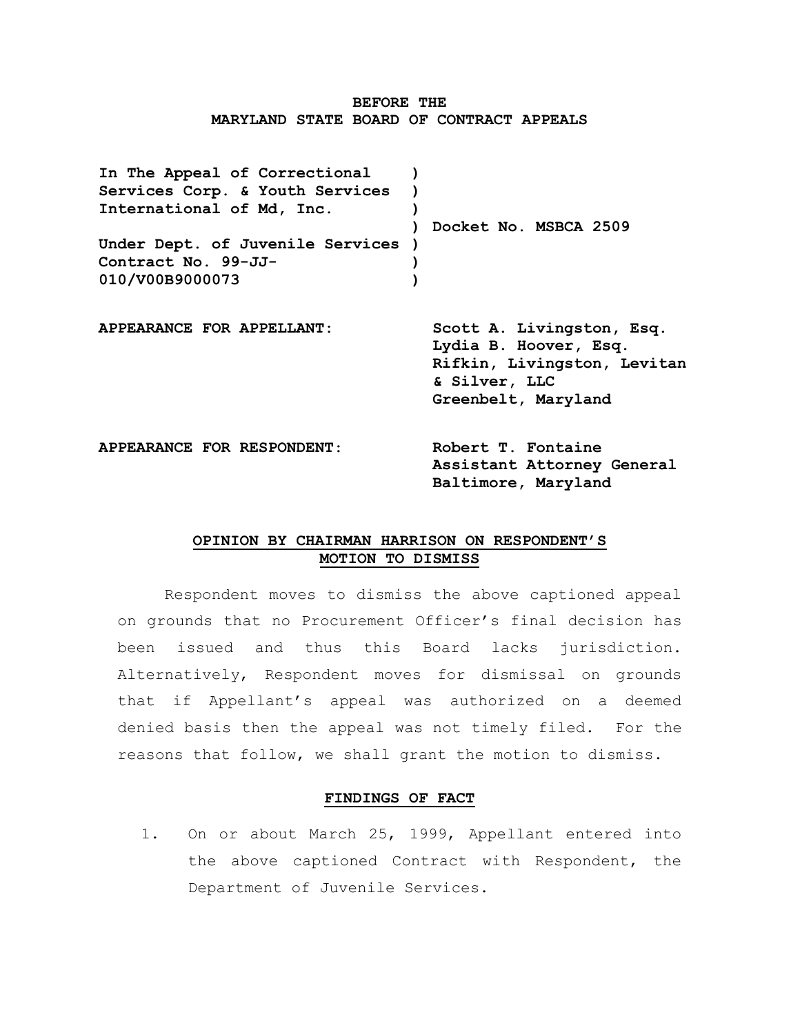**BEFORE THE**
**MARYLAND STATE BOARD OF CONTRACT APPEALS**

**In The Appeal of Correctional Services Corp. & Youth Services International of Md, Inc.**

**Under Dept. of Juvenile Services Contract No. 99-JJ-010/V00B9000073**

**Docket No. MSBCA 2509**

**APPEARANCE FOR APPELLANT:** **Scott A. Livingston, Esq.**
**Lydia B. Hoover, Esq.**
**Rifkin, Livingston, Levitan & Silver, LLC**
**Greenbelt, Maryland**

**APPEARANCE FOR RESPONDENT:** **Robert T. Fontaine**
**Assistant Attorney General**
**Baltimore, Maryland**

## OPINION BY CHAIRMAN HARRISON ON RESPONDENT'S MOTION TO DISMISS

Respondent moves to dismiss the above captioned appeal on grounds that no Procurement Officer's final decision has been issued and thus this Board lacks jurisdiction. Alternatively, Respondent moves for dismissal on grounds that if Appellant's appeal was authorized on a deemed denied basis then the appeal was not timely filed. For the reasons that follow, we shall grant the motion to dismiss.

## FINDINGS OF FACT

1. On or about March 25, 1999, Appellant entered into the above captioned Contract with Respondent, the Department of Juvenile Services.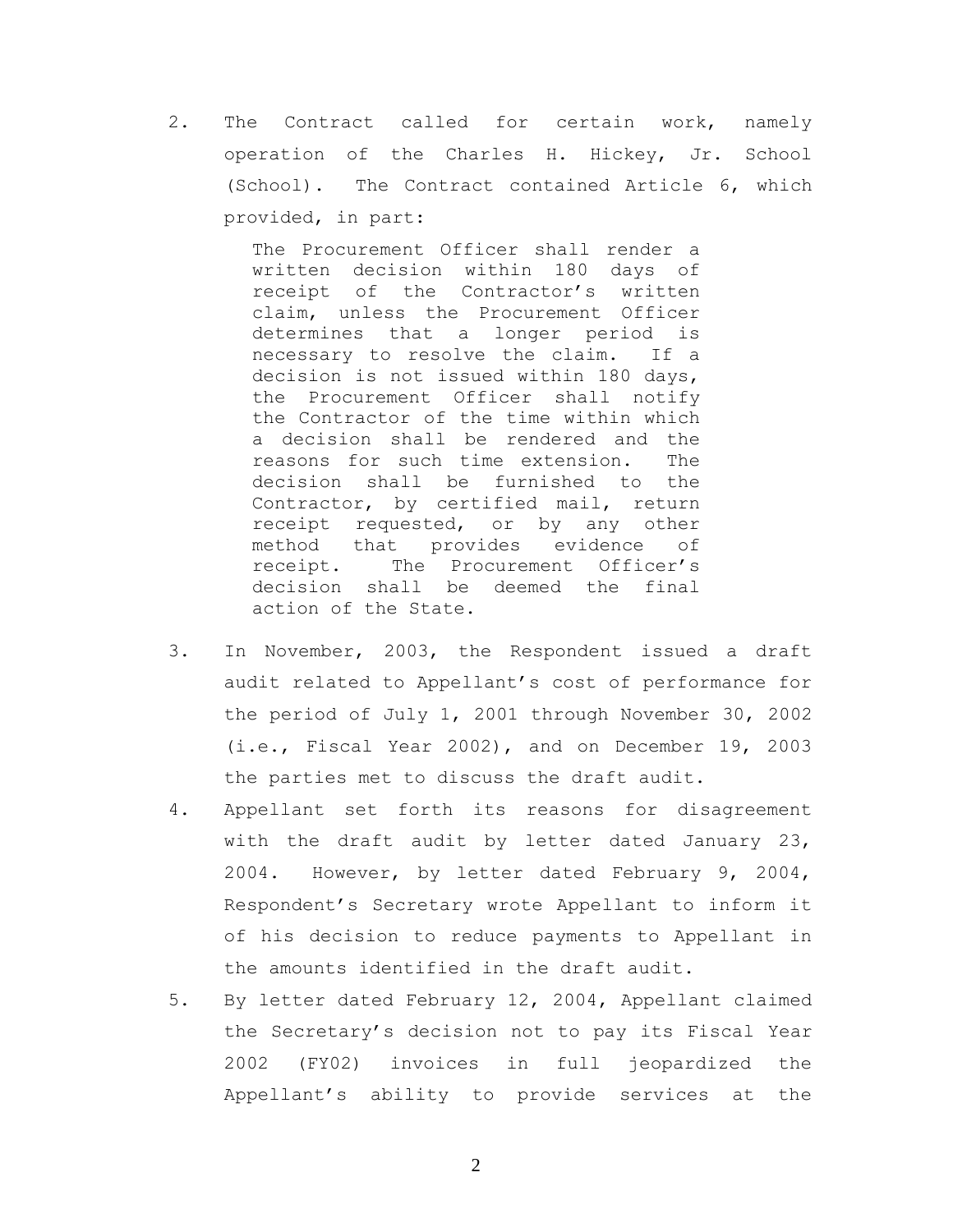2. The Contract called for certain work, namely operation of the Charles H. Hickey, Jr. School (School). The Contract contained Article 6, which provided, in part:

   > The Procurement Officer shall render a written decision within 180 days of receipt of the Contractor's written claim, unless the Procurement Officer determines that a longer period is necessary to resolve the claim. If a decision is not issued within 180 days, the Procurement Officer shall notify the Contractor of the time within which a decision shall be rendered and the reasons for such time extension. The decision shall be furnished to the Contractor, by certified mail, return receipt requested, or by any other method that provides evidence of receipt. The Procurement Officer's decision shall be deemed the final action of the State.

3. In November, 2003, the Respondent issued a draft audit related to Appellant's cost of performance for the period of July 1, 2001 through November 30, 2002 (i.e., Fiscal Year 2002), and on December 19, 2003 the parties met to discuss the draft audit.

4. Appellant set forth its reasons for disagreement with the draft audit by letter dated January 23, 2004. However, by letter dated February 9, 2004, Respondent's Secretary wrote Appellant to inform it of his decision to reduce payments to Appellant in the amounts identified in the draft audit.

5. By letter dated February 12, 2004, Appellant claimed the Secretary's decision not to pay its Fiscal Year 2002 (FY02) invoices in full jeopardized the Appellant's ability to provide services at the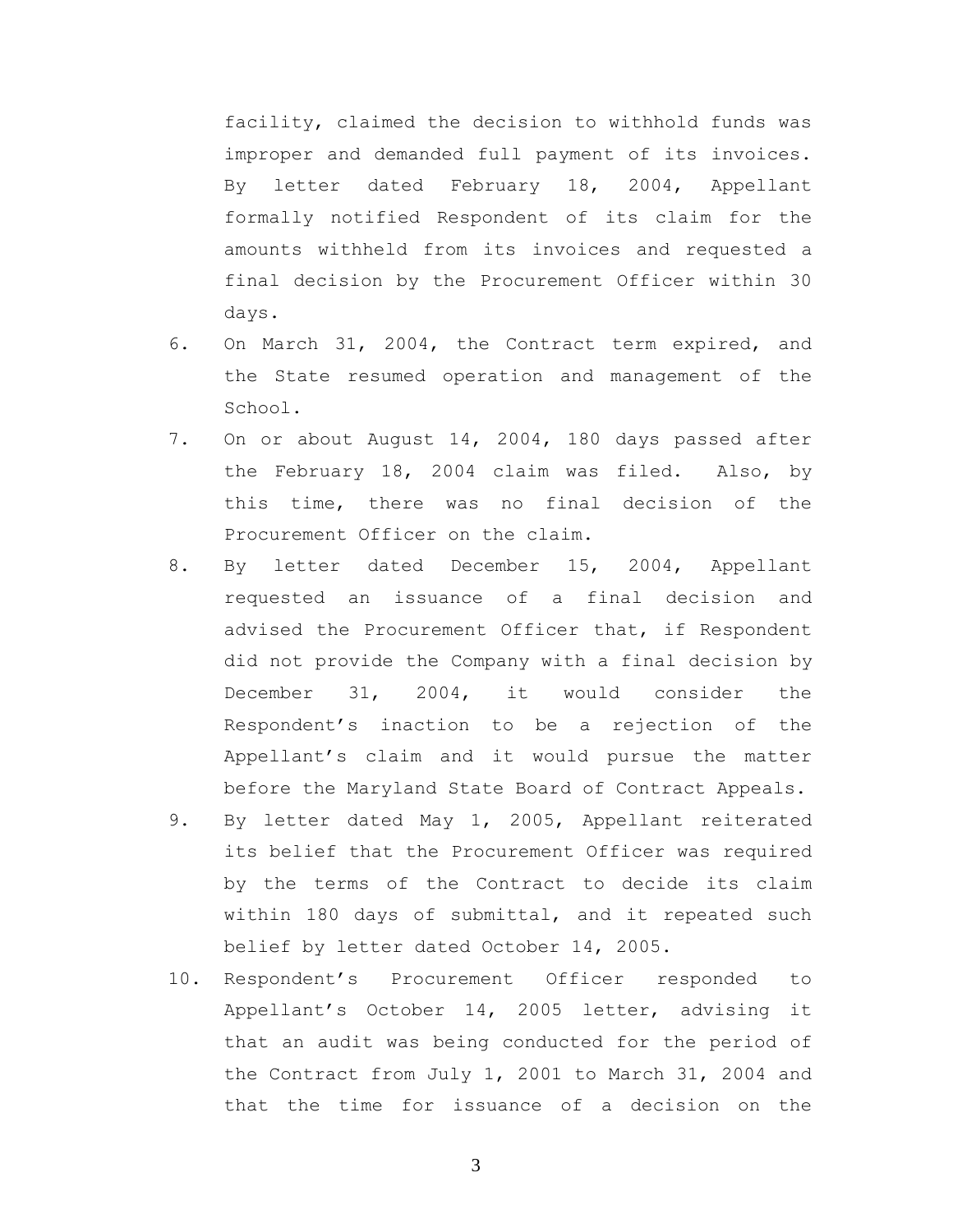facility, claimed the decision to withhold funds was improper and demanded full payment of its invoices. By letter dated February 18, 2004, Appellant formally notified Respondent of its claim for the amounts withheld from its invoices and requested a final decision by the Procurement Officer within 30 days.

6. On March 31, 2004, the Contract term expired, and the State resumed operation and management of the School.
7. On or about August 14, 2004, 180 days passed after the February 18, 2004 claim was filed. Also, by this time, there was no final decision of the Procurement Officer on the claim.
8. By letter dated December 15, 2004, Appellant requested an issuance of a final decision and advised the Procurement Officer that, if Respondent did not provide the Company with a final decision by December 31, 2004, it would consider the Respondent's inaction to be a rejection of the Appellant's claim and it would pursue the matter before the Maryland State Board of Contract Appeals.
9. By letter dated May 1, 2005, Appellant reiterated its belief that the Procurement Officer was required by the terms of the Contract to decide its claim within 180 days of submittal, and it repeated such belief by letter dated October 14, 2005.
10. Respondent's Procurement Officer responded to Appellant's October 14, 2005 letter, advising it that an audit was being conducted for the period of the Contract from July 1, 2001 to March 31, 2004 and that the time for issuance of a decision on the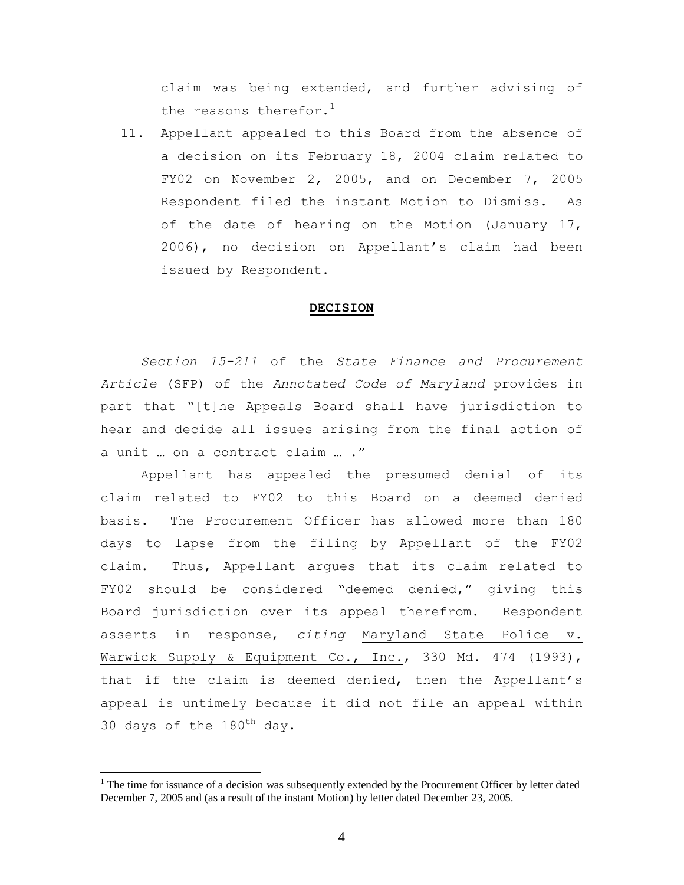claim was being extended, and further advising of the reasons therefor.[1]

11. Appellant appealed to this Board from the absence of a decision on its February 18, 2004 claim related to FY02 on November 2, 2005, and on December 7, 2005 Respondent filed the instant Motion to Dismiss. As of the date of hearing on the Motion (January 17, 2006), no decision on Appellant's claim had been issued by Respondent.

## DECISION

*Section 15-211* of the *State Finance and Procurement Article* (SFP) of the *Annotated Code of Maryland* provides in part that "[t]he Appeals Board shall have jurisdiction to hear and decide all issues arising from the final action of a unit … on a contract claim … ."

Appellant has appealed the presumed denial of its claim related to FY02 to this Board on a deemed denied basis. The Procurement Officer has allowed more than 180 days to lapse from the filing by Appellant of the FY02 claim. Thus, Appellant argues that its claim related to FY02 should be considered "deemed denied," giving this Board jurisdiction over its appeal therefrom. Respondent asserts in response, *citing* Maryland State Police v. Warwick Supply & Equipment Co., Inc., 330 Md. 474 (1993), that if the claim is deemed denied, then the Appellant's appeal is untimely because it did not file an appeal within 30 days of the 180th day.

---

[1] The time for issuance of a decision was subsequently extended by the Procurement Officer by letter dated December 7, 2005 and (as a result of the instant Motion) by letter dated December 23, 2005.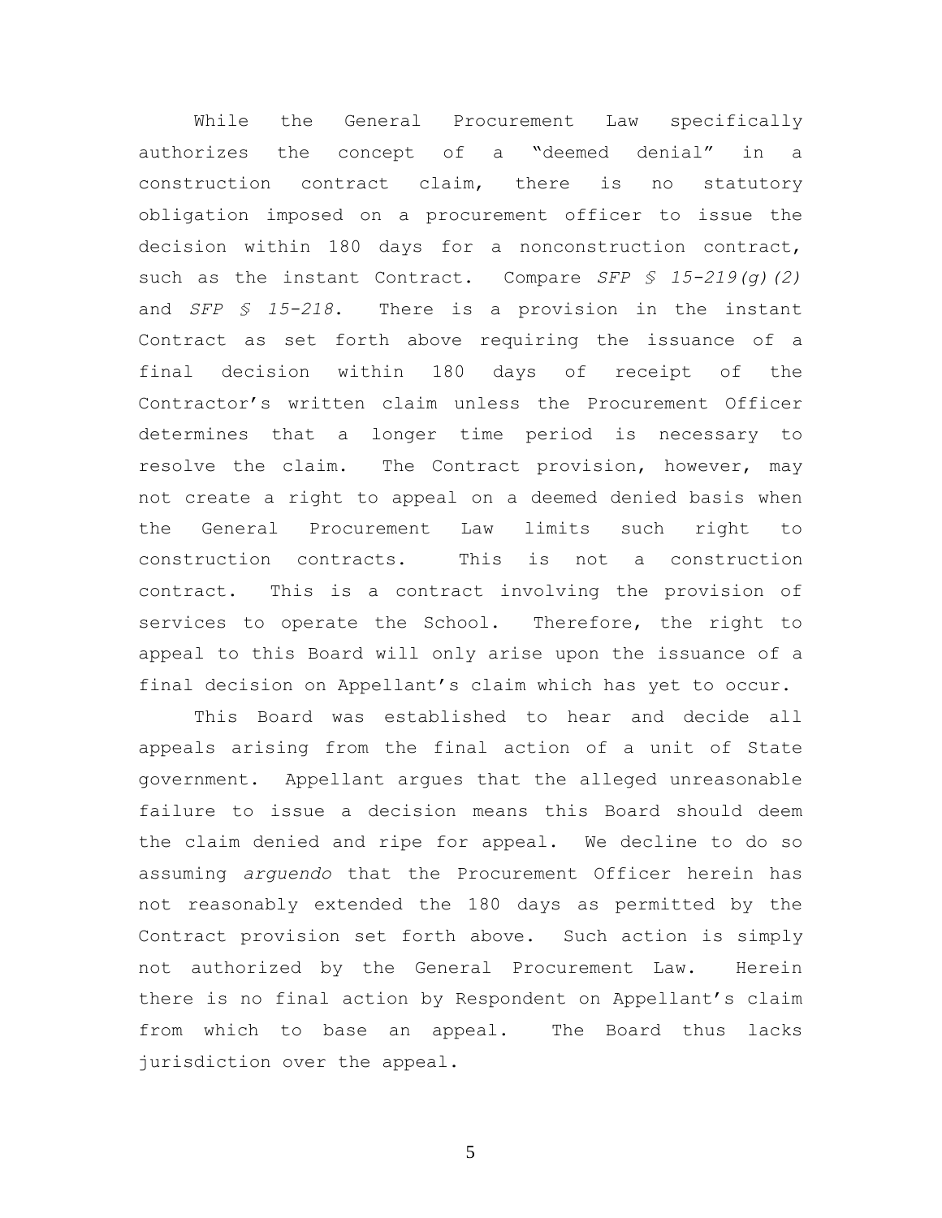While the General Procurement Law specifically authorizes the concept of a "deemed denial" in a construction contract claim, there is no statutory obligation imposed on a procurement officer to issue the decision within 180 days for a nonconstruction contract, such as the instant Contract. Compare *SFP § 15-219(g)(2)* and *SFP § 15-218*. There is a provision in the instant Contract as set forth above requiring the issuance of a final decision within 180 days of receipt of the Contractor's written claim unless the Procurement Officer determines that a longer time period is necessary to resolve the claim. The Contract provision, however, may not create a right to appeal on a deemed denied basis when the General Procurement Law limits such right to construction contracts. This is not a construction contract. This is a contract involving the provision of services to operate the School. Therefore, the right to appeal to this Board will only arise upon the issuance of a final decision on Appellant's claim which has yet to occur.

This Board was established to hear and decide all appeals arising from the final action of a unit of State government. Appellant argues that the alleged unreasonable failure to issue a decision means this Board should deem the claim denied and ripe for appeal. We decline to do so assuming *arguendo* that the Procurement Officer herein has not reasonably extended the 180 days as permitted by the Contract provision set forth above. Such action is simply not authorized by the General Procurement Law. Herein there is no final action by Respondent on Appellant's claim from which to base an appeal. The Board thus lacks jurisdiction over the appeal.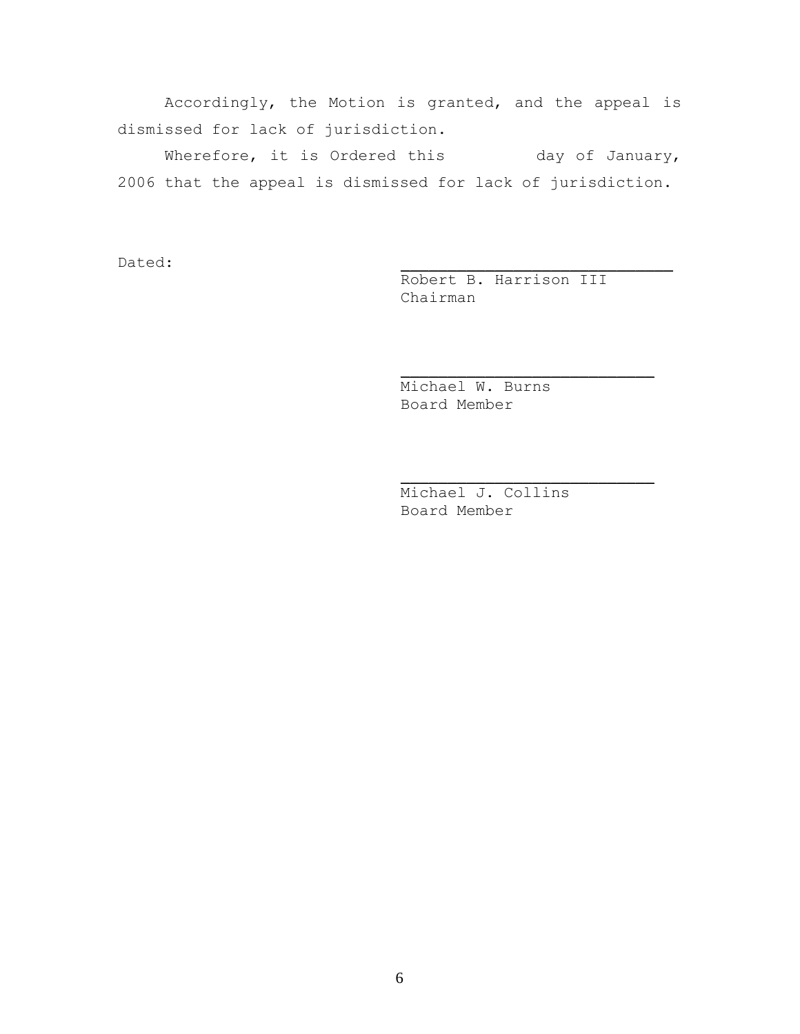Accordingly, the Motion is granted, and the appeal is dismissed for lack of jurisdiction.

Wherefore, it is Ordered this day of January, 2006 that the appeal is dismissed for lack of jurisdiction.

Dated:

\_\_\_\_\_\_\_\_\_\_\_\_\_\_\_\_\_\_\_\_\_\_\_\_\_\_\_\_\_\_
Robert B. Harrison III
Chairman

\_\_\_\_\_\_\_\_\_\_\_\_\_\_\_\_\_\_\_\_\_\_\_\_\_\_\_\_\_\_
Michael W. Burns
Board Member

\_\_\_\_\_\_\_\_\_\_\_\_\_\_\_\_\_\_\_\_\_\_\_\_\_\_\_\_\_\_
Michael J. Collins
Board Member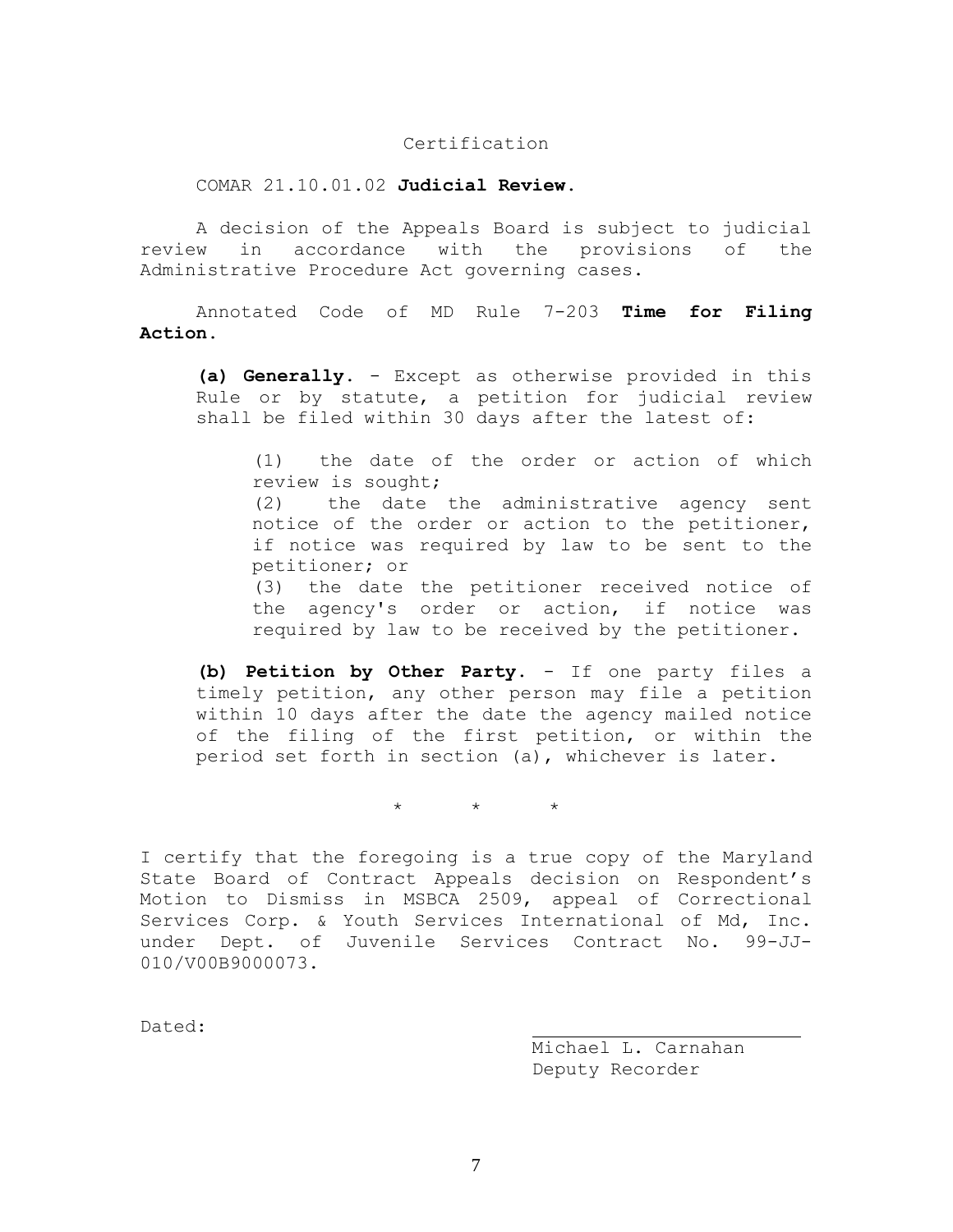Certification

COMAR 21.10.01.02 **Judicial Review.**

A decision of the Appeals Board is subject to judicial review in accordance with the provisions of the Administrative Procedure Act governing cases.

Annotated Code of MD Rule 7-203 **Time for Filing Action.**

> **(a) Generally.** - Except as otherwise provided in this Rule or by statute, a petition for judicial review shall be filed within 30 days after the latest of:
>
> > (1) the date of the order or action of which review is sought;
> > (2) the date the administrative agency sent notice of the order or action to the petitioner, if notice was required by law to be sent to the petitioner; or
> > (3) the date the petitioner received notice of the agency's order or action, if notice was required by law to be received by the petitioner.
>
> **(b) Petition by Other Party.** - If one party files a timely petition, any other person may file a petition within 10 days after the date the agency mailed notice of the filing of the first petition, or within the period set forth in section (a), whichever is later.

\* \* \*

I certify that the foregoing is a true copy of the Maryland State Board of Contract Appeals decision on Respondent's Motion to Dismiss in MSBCA 2509, appeal of Correctional Services Corp. & Youth Services International of Md, Inc. under Dept. of Juvenile Services Contract No. 99-JJ-010/V00B9000073.

Dated:

______________________
Michael L. Carnahan
Deputy Recorder